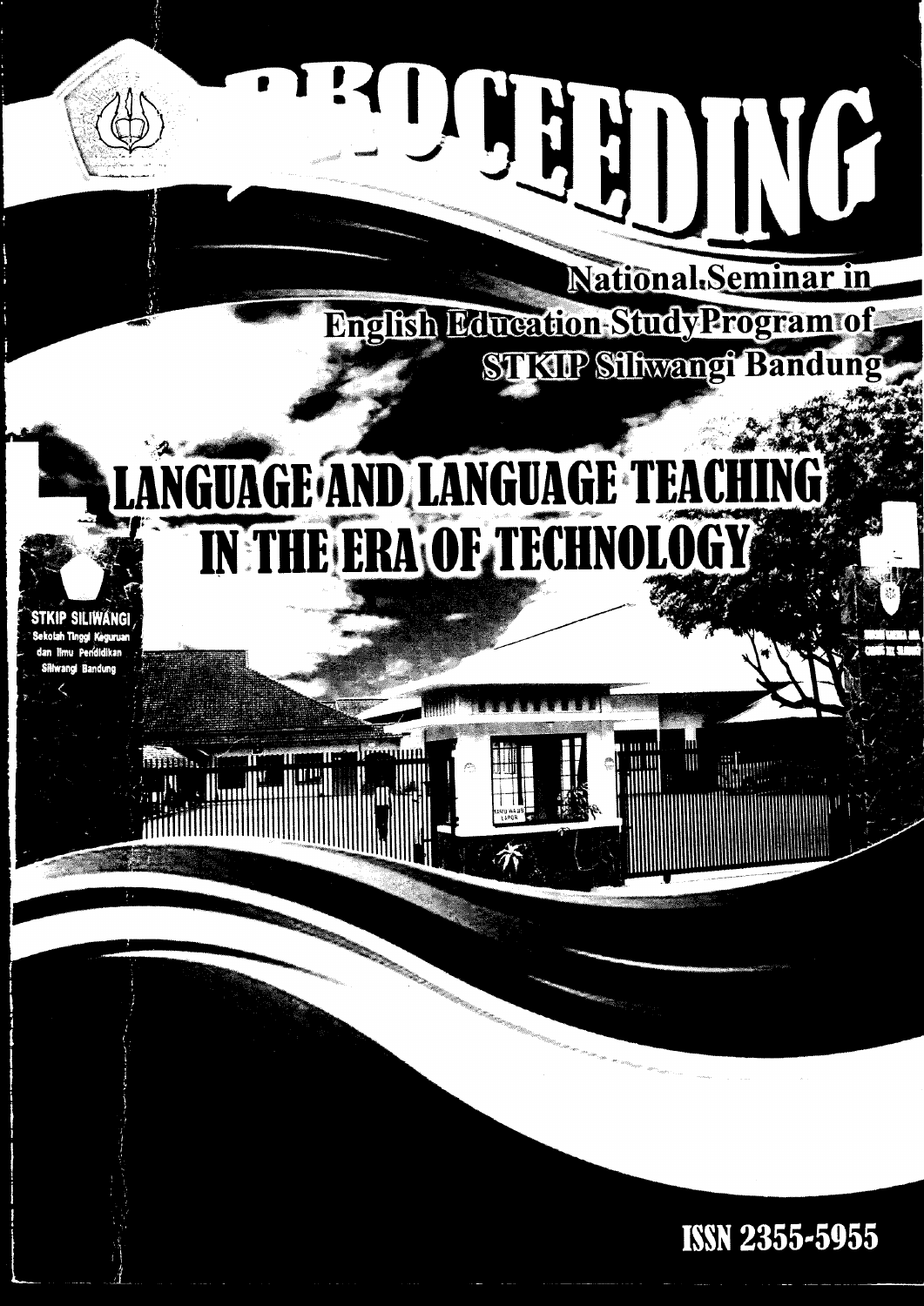# PROCEEDING

## National Seminar in English Education Study Program of STKIP Siliwangi Bandung

# LANGUAGE AND LANGUAGE TEACHING IN THE ERA OF TECHNOLOGY

STKIP SILIWANGI
Sekolah Tinggi Keguruan dan Ilmu Pendidikan Siliwangi Bandung

ISSN 2355-5955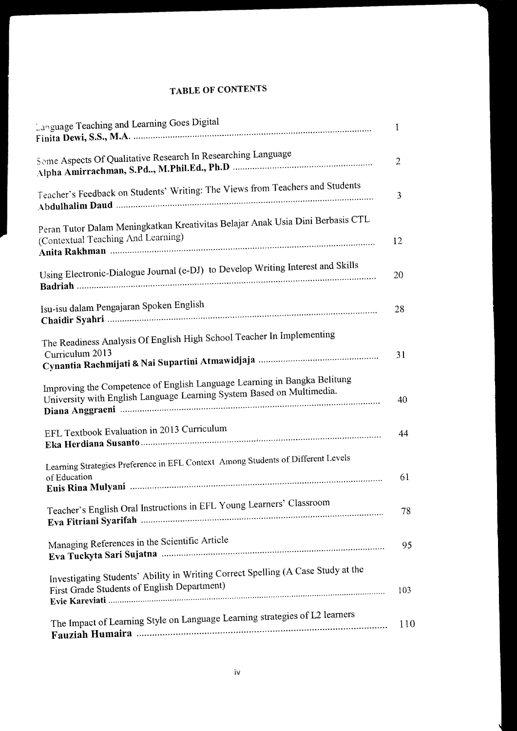# TABLE OF CONTENTS

| | |
|---|---|
| Language Teaching and Learning Goes Digital<br>**Finita Dewi, S.S., M.A.** | 1 |
| Some Aspects Of Qualitative Research In Researching Language<br>**Alpha Amirrachman, S.Pd.., M.Phil.Ed., Ph.D** | 2 |
| Teacher's Feedback on Students' Writing: The Views from Teachers and Students<br>**Abdulhalim Daud** | 3 |
| Peran Tutor Dalam Meningkatkan Kreativitas Belajar Anak Usia Dini Berbasis CTL (Contextual Teaching And Learning)<br>**Anita Rakhman** | 12 |
| Using Electronic-Dialogue Journal (e-DJ) to Develop Writing Interest and Skills<br>**Badriah** | 20 |
| Isu-isu dalam Pengajaran Spoken English<br>**Chaidir Syahri** | 28 |
| The Readiness Analysis Of English High School Teacher In Implementing Curriculum 2013<br>**Cynantia Rachmijati & Nai Supartini Atmawidjaja** | 31 |
| Improving the Competence of English Language Learning in Bangka Belitung University with English Language Learning System Based on Multimedia.<br>**Diana Anggraeni** | 40 |
| EFL Textbook Evaluation in 2013 Curriculum<br>**Eka Herdiana Susanto** | 44 |
| Learning Strategies Preference in EFL Context Among Students of Different Levels of Education<br>**Euis Rina Mulyani** | 61 |
| Teacher's English Oral Instructions in EFL Young Learners' Classroom<br>**Eva Fitriani Syarifah** | 78 |
| Managing References in the Scientific Article<br>**Eva Tuckyta Sari Sujatna** | 95 |
| Investigating Students' Ability in Writing Correct Spelling (A Case Study at the First Grade Students of English Department)<br>**Evie Kareviati** | 103 |
| The Impact of Learning Style on Language Learning strategies of L2 learners<br>**Fauziah Humaira** | 110 |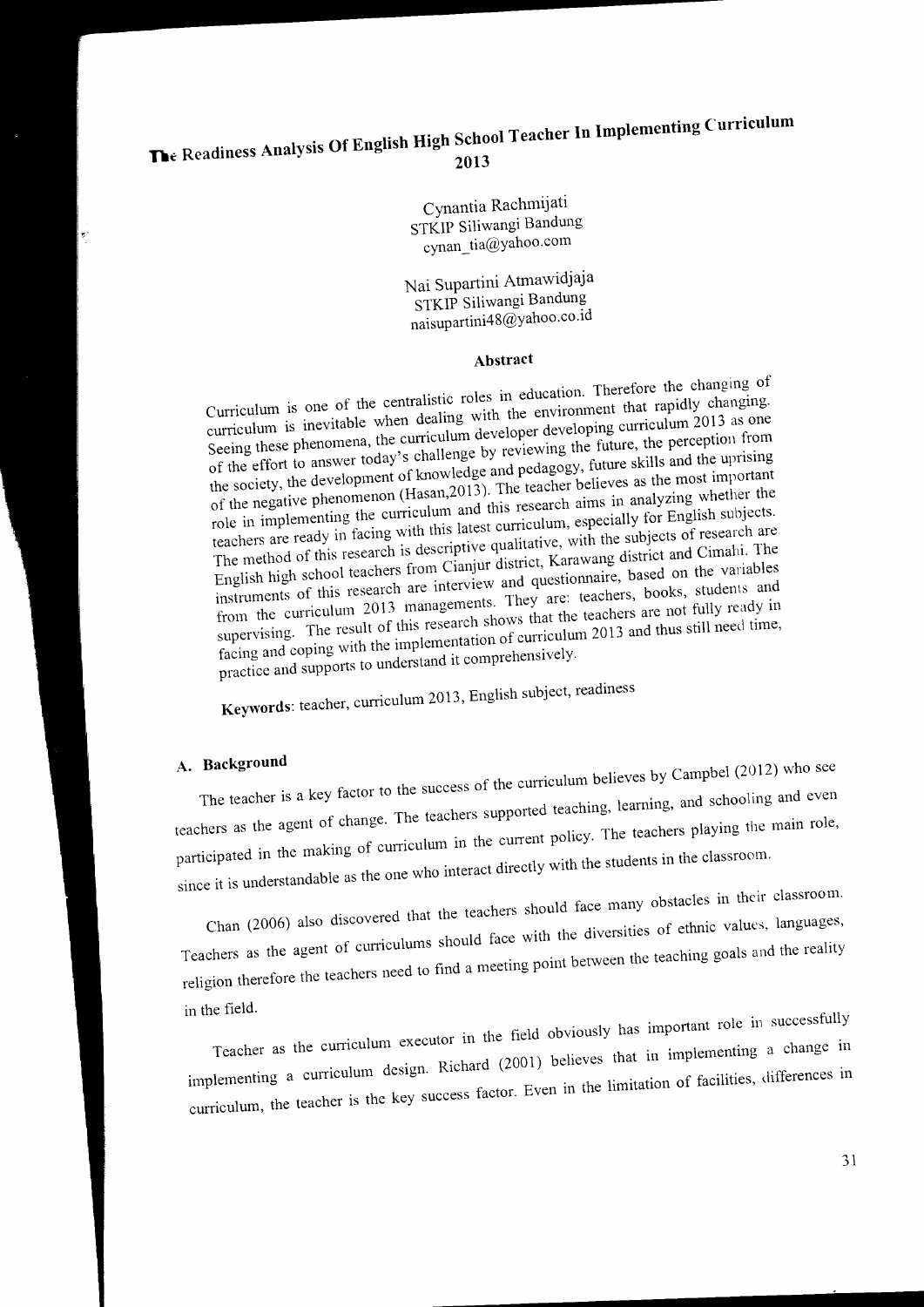# The Readiness Analysis Of English High School Teacher In Implementing Curriculum 2013

Cynantia Rachmijati
STKIP Siliwangi Bandung
cynan_tia@yahoo.com

Nai Supartini Atmawidjaja
STKIP Siliwangi Bandung
naisupartini48@yahoo.co.id

## Abstract

Curriculum is one of the centralistic roles in education. Therefore the changing of curriculum is inevitable when dealing with the environment that rapidly changing. Seeing these phenomena, the curriculum developer developing curriculum 2013 as one of the effort to answer today's challenge by reviewing the future, the perception from the society, the development of knowledge and pedagogy, future skills and the uprising of the negative phenomenon (Hasan,2013). The teacher believes as the most important role in implementing the curriculum and this research aims in analyzing whether the teachers are ready in facing with this latest curriculum, especially for English subjects. The method of this research is descriptive qualitative, with the subjects of research are English high school teachers from Cianjur district, Karawang district and Cimahi. The instruments of this research are interview and questionnaire, based on the variables from the curriculum 2013 managements. They are: teachers, books, students and supervising. The result of this research shows that the teachers are not fully ready in facing and coping with the implementation of curriculum 2013 and thus still need time, practice and supports to understand it comprehensively.

**Keywords**: teacher, curriculum 2013, English subject, readiness

## A. Background

The teacher is a key factor to the success of the curriculum believes by Campbel (2012) who see teachers as the agent of change. The teachers supported teaching, learning, and schooling and even participated in the making of curriculum in the current policy. The teachers playing the main role, since it is understandable as the one who interact directly with the students in the classroom.

Chan (2006) also discovered that the teachers should face many obstacles in their classroom. Teachers as the agent of curriculums should face with the diversities of ethnic values, languages, religion therefore the teachers need to find a meeting point between the teaching goals and the reality in the field.

Teacher as the curriculum executor in the field obviously has important role in successfully implementing a curriculum design. Richard (2001) believes that in implementing a change in curriculum, the teacher is the key success factor. Even in the limitation of facilities, differences in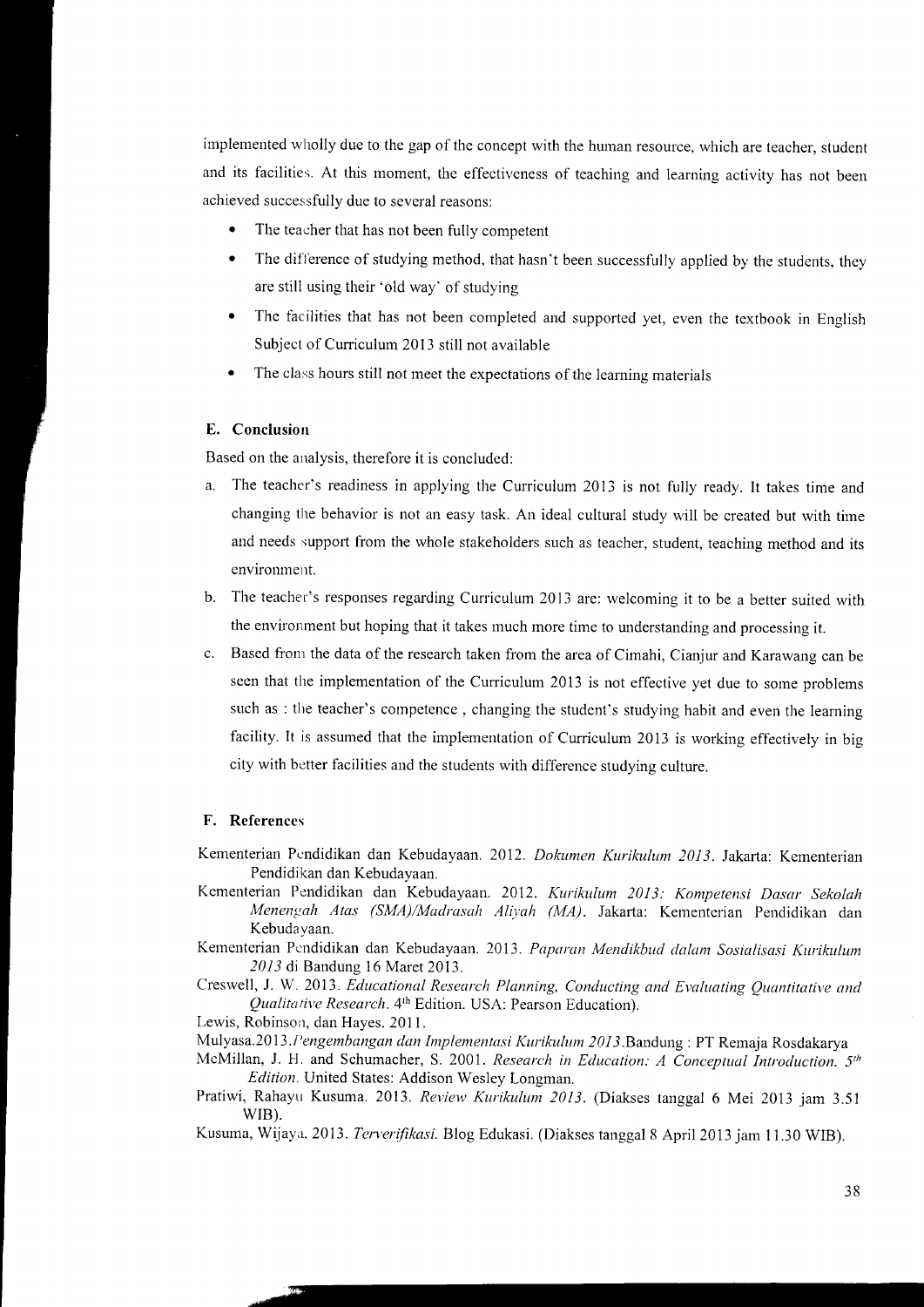implemented wholly due to the gap of the concept with the human resource, which are teacher, student and its facilities. At this moment, the effectiveness of teaching and learning activity has not been achieved successfully due to several reasons:

- The teacher that has not been fully competent
- The difference of studying method, that hasn't been successfully applied by the students, they are still using their 'old way' of studying
- The facilities that has not been completed and supported yet, even the textbook in English Subject of Curriculum 2013 still not available
- The class hours still not meet the expectations of the learning materials

## E. Conclusion

Based on the analysis, therefore it is concluded:

a. The teacher's readiness in applying the Curriculum 2013 is not fully ready. It takes time and changing the behavior is not an easy task. An ideal cultural study will be created but with time and needs support from the whole stakeholders such as teacher, student, teaching method and its environment.

b. The teacher's responses regarding Curriculum 2013 are: welcoming it to be a better suited with the environment but hoping that it takes much more time to understanding and processing it.

c. Based from the data of the research taken from the area of Cimahi, Cianjur and Karawang can be seen that the implementation of the Curriculum 2013 is not effective yet due to some problems such as : the teacher's competence , changing the student's studying habit and even the learning facility. It is assumed that the implementation of Curriculum 2013 is working effectively in big city with better facilities and the students with difference studying culture.

## F. References

Kementerian Pendidikan dan Kebudayaan. 2012. *Dokumen Kurikulum 2013*. Jakarta: Kementerian Pendidikan dan Kebudayaan.

Kementerian Pendidikan dan Kebudayaan. 2012. *Kurikulum 2013: Kompetensi Dasar Sekolah Menengah Atas (SMA)/Madrasah Aliyah (MA)*. Jakarta: Kementerian Pendidikan dan Kebudayaan.

Kementerian Pendidikan dan Kebudayaan. 2013. *Paparan Mendikbud dalam Sosialisasi Kurikulum 2013* di Bandung 16 Maret 2013.

Creswell, J. W. 2013. *Educational Research Planning, Conducting and Evaluating Quantitative and Qualitative Research*. 4th Edition. USA: Pearson Education).

Lewis, Robinson, dan Hayes. 2011.

Mulyasa.2013.*Pengembangan dan Implementasi Kurikulum 2013*.Bandung : PT Remaja Rosdakarya

McMillan, J. H. and Schumacher, S. 2001. *Research in Education: A Conceptual Introduction. 5th Edition*. United States: Addison Wesley Longman.

Pratiwi, Rahayu Kusuma. 2013. *Review Kurikulum 2013*. (Diakses tanggal 6 Mei 2013 jam 3.51 WIB).

Kusuma, Wijaya. 2013. *Terverifikasi*. Blog Edukasi. (Diakses tanggal 8 April 2013 jam 11.30 WIB).